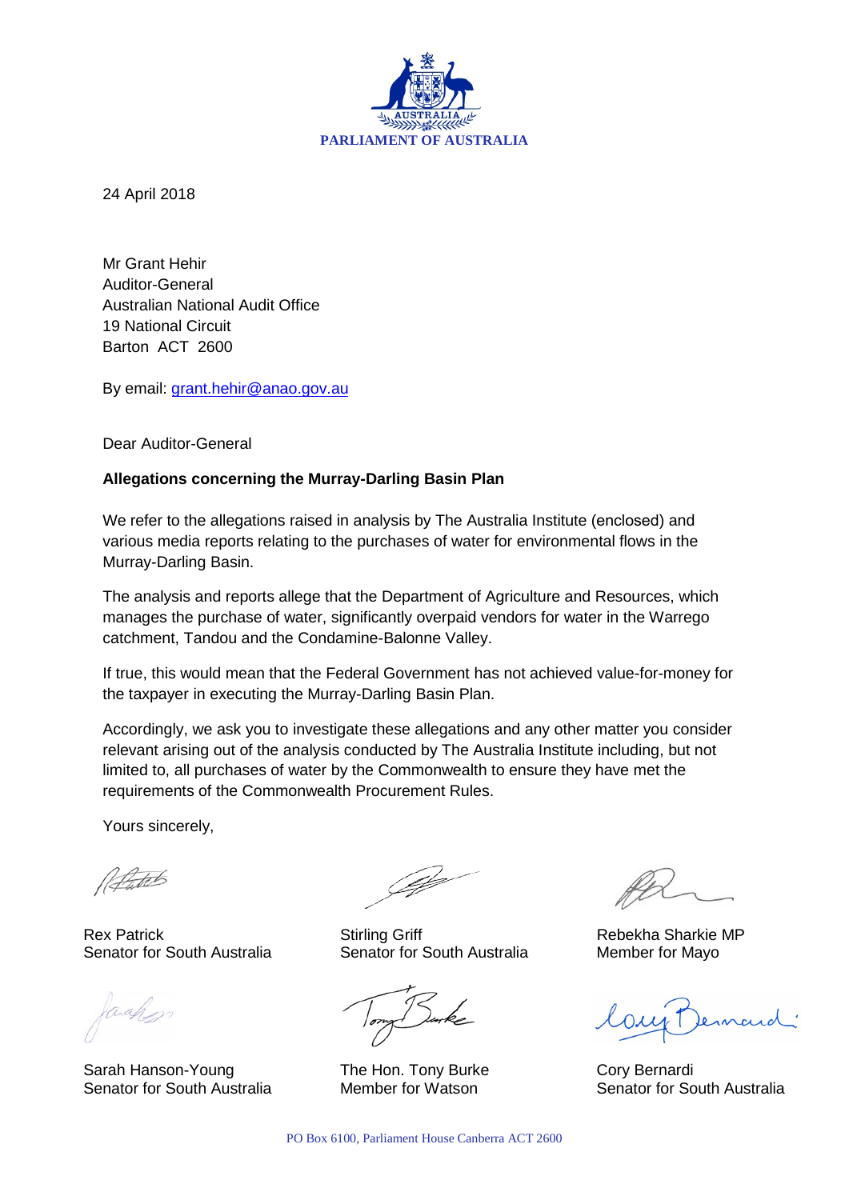PARLIAMENT OF AUSTRALIA

24 April 2018

Mr Grant Hehir
Auditor-General
Australian National Audit Office
19 National Circuit
Barton ACT 2600

By email: grant.hehir@anao.gov.au

Dear Auditor-General

**Allegations concerning the Murray-Darling Basin Plan**

We refer to the allegations raised in analysis by The Australia Institute (enclosed) and various media reports relating to the purchases of water for environmental flows in the Murray-Darling Basin.

The analysis and reports allege that the Department of Agriculture and Resources, which manages the purchase of water, significantly overpaid vendors for water in the Warrego catchment, Tandou and the Condamine-Balonne Valley.

If true, this would mean that the Federal Government has not achieved value-for-money for the taxpayer in executing the Murray-Darling Basin Plan.

Accordingly, we ask you to investigate these allegations and any other matter you consider relevant arising out of the analysis conducted by The Australia Institute including, but not limited to, all purchases of water by the Commonwealth to ensure they have met the requirements of the Commonwealth Procurement Rules.

Yours sincerely,

Rex Patrick
Senator for South Australia

Stirling Griff
Senator for South Australia

Rebekha Sharkie MP
Member for Mayo

Sarah Hanson-Young
Senator for South Australia

The Hon. Tony Burke
Member for Watson

Cory Bernardi
Senator for South Australia

PO Box 6100, Parliament House Canberra ACT 2600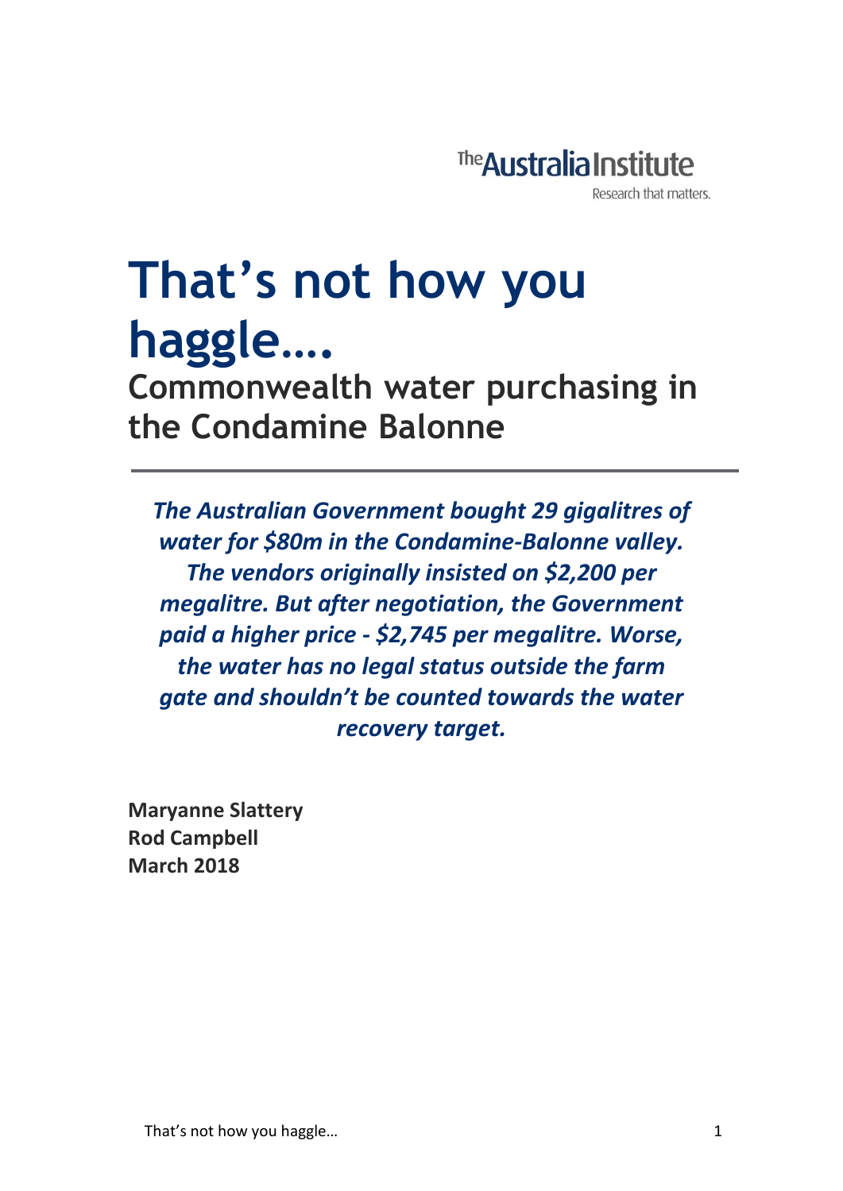The Australia Institute

Research that matters.

# That's not how you haggle….

## Commonwealth water purchasing in the Condamine Balonne

---

***The Australian Government bought 29 gigalitres of water for $80m in the Condamine-Balonne valley. The vendors originally insisted on $2,200 per megalitre. But after negotiation, the Government paid a higher price - $2,745 per megalitre. Worse, the water has no legal status outside the farm gate and shouldn't be counted towards the water recovery target.***

**Maryanne Slattery**
**Rod Campbell**
**March 2018**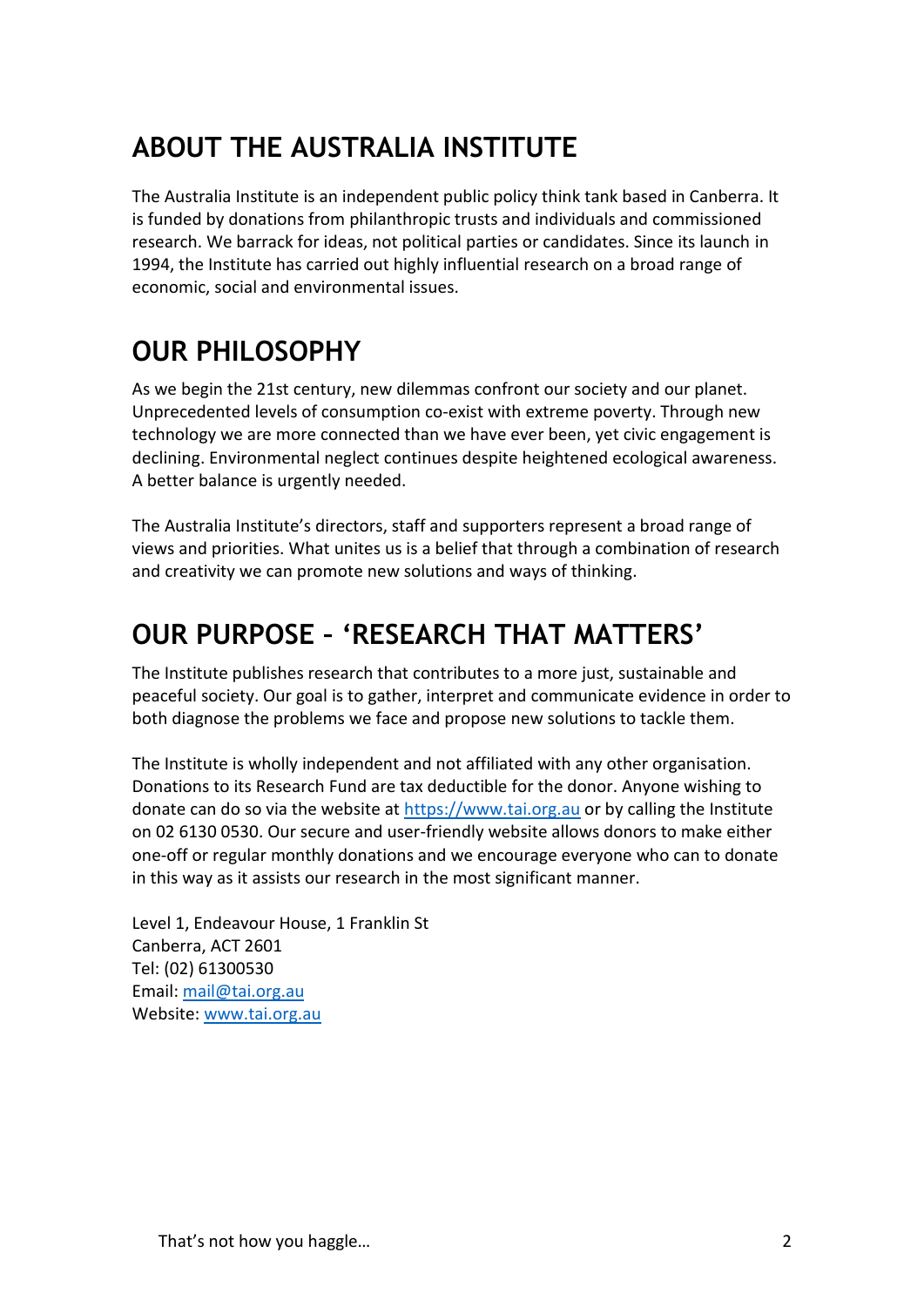## ABOUT THE AUSTRALIA INSTITUTE

The Australia Institute is an independent public policy think tank based in Canberra. It is funded by donations from philanthropic trusts and individuals and commissioned research. We barrack for ideas, not political parties or candidates. Since its launch in 1994, the Institute has carried out highly influential research on a broad range of economic, social and environmental issues.

## OUR PHILOSOPHY

As we begin the 21st century, new dilemmas confront our society and our planet. Unprecedented levels of consumption co-exist with extreme poverty. Through new technology we are more connected than we have ever been, yet civic engagement is declining. Environmental neglect continues despite heightened ecological awareness. A better balance is urgently needed.

The Australia Institute's directors, staff and supporters represent a broad range of views and priorities. What unites us is a belief that through a combination of research and creativity we can promote new solutions and ways of thinking.

## OUR PURPOSE – 'RESEARCH THAT MATTERS'

The Institute publishes research that contributes to a more just, sustainable and peaceful society. Our goal is to gather, interpret and communicate evidence in order to both diagnose the problems we face and propose new solutions to tackle them.

The Institute is wholly independent and not affiliated with any other organisation. Donations to its Research Fund are tax deductible for the donor. Anyone wishing to donate can do so via the website at https://www.tai.org.au or by calling the Institute on 02 6130 0530. Our secure and user-friendly website allows donors to make either one-off or regular monthly donations and we encourage everyone who can to donate in this way as it assists our research in the most significant manner.

Level 1, Endeavour House, 1 Franklin St
Canberra, ACT 2601
Tel: (02) 61300530
Email: mail@tai.org.au
Website: www.tai.org.au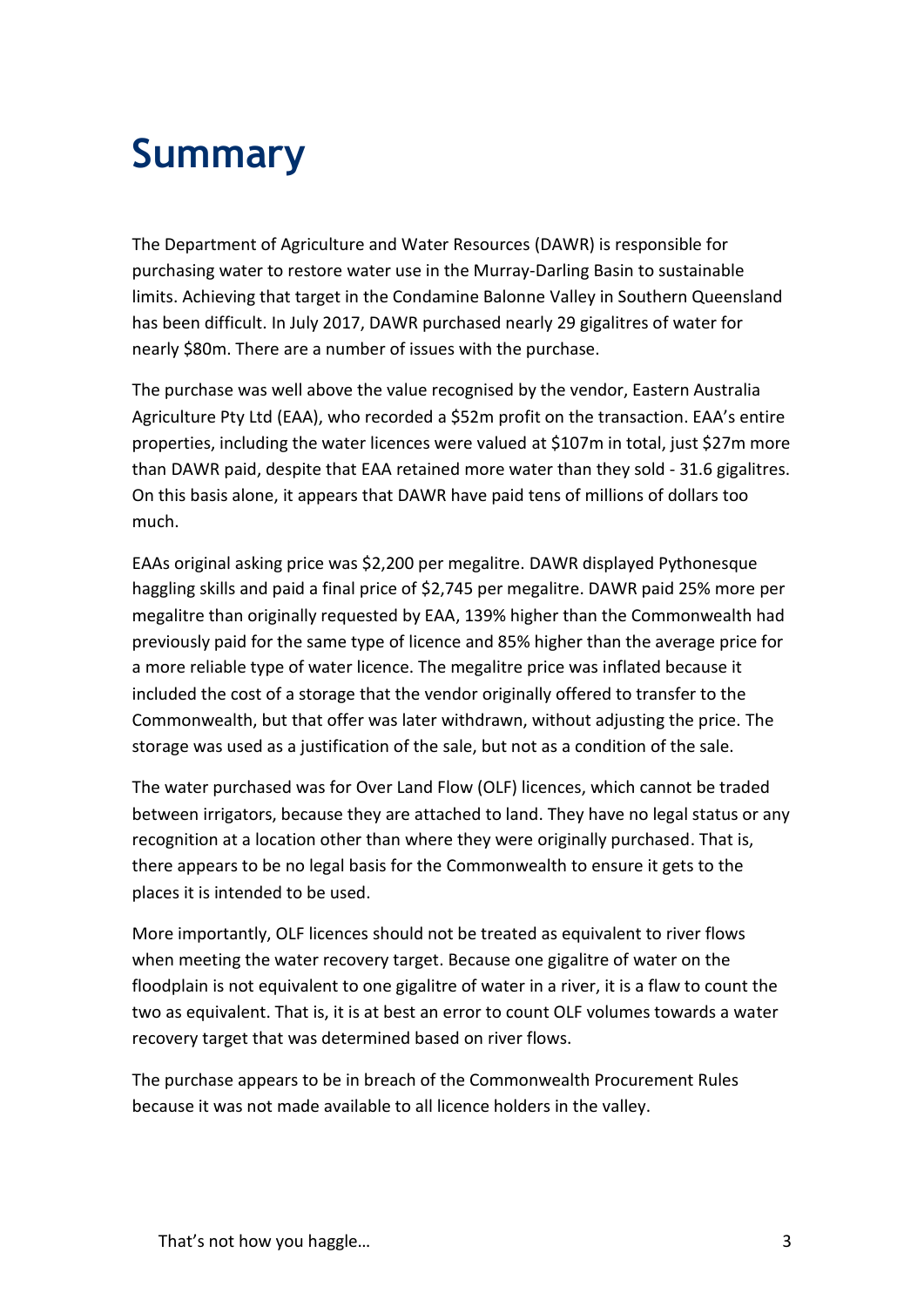# Summary

The Department of Agriculture and Water Resources (DAWR) is responsible for purchasing water to restore water use in the Murray-Darling Basin to sustainable limits. Achieving that target in the Condamine Balonne Valley in Southern Queensland has been difficult. In July 2017, DAWR purchased nearly 29 gigalitres of water for nearly \$80m. There are a number of issues with the purchase.

The purchase was well above the value recognised by the vendor, Eastern Australia Agriculture Pty Ltd (EAA), who recorded a \$52m profit on the transaction. EAA's entire properties, including the water licences were valued at \$107m in total, just \$27m more than DAWR paid, despite that EAA retained more water than they sold - 31.6 gigalitres. On this basis alone, it appears that DAWR have paid tens of millions of dollars too much.

EAAs original asking price was \$2,200 per megalitre. DAWR displayed Pythonesque haggling skills and paid a final price of \$2,745 per megalitre. DAWR paid 25% more per megalitre than originally requested by EAA, 139% higher than the Commonwealth had previously paid for the same type of licence and 85% higher than the average price for a more reliable type of water licence. The megalitre price was inflated because it included the cost of a storage that the vendor originally offered to transfer to the Commonwealth, but that offer was later withdrawn, without adjusting the price. The storage was used as a justification of the sale, but not as a condition of the sale.

The water purchased was for Over Land Flow (OLF) licences, which cannot be traded between irrigators, because they are attached to land. They have no legal status or any recognition at a location other than where they were originally purchased. That is, there appears to be no legal basis for the Commonwealth to ensure it gets to the places it is intended to be used.

More importantly, OLF licences should not be treated as equivalent to river flows when meeting the water recovery target. Because one gigalitre of water on the floodplain is not equivalent to one gigalitre of water in a river, it is a flaw to count the two as equivalent. That is, it is at best an error to count OLF volumes towards a water recovery target that was determined based on river flows.

The purchase appears to be in breach of the Commonwealth Procurement Rules because it was not made available to all licence holders in the valley.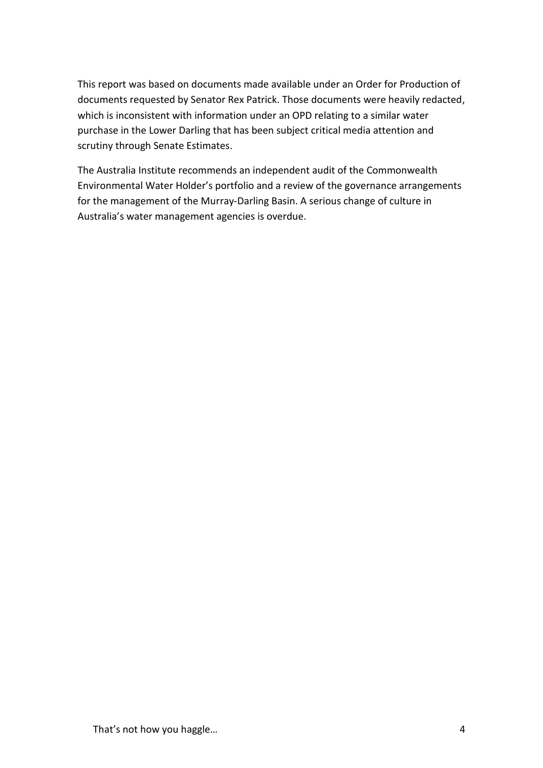This report was based on documents made available under an Order for Production of documents requested by Senator Rex Patrick. Those documents were heavily redacted, which is inconsistent with information under an OPD relating to a similar water purchase in the Lower Darling that has been subject critical media attention and scrutiny through Senate Estimates.

The Australia Institute recommends an independent audit of the Commonwealth Environmental Water Holder's portfolio and a review of the governance arrangements for the management of the Murray-Darling Basin. A serious change of culture in Australia's water management agencies is overdue.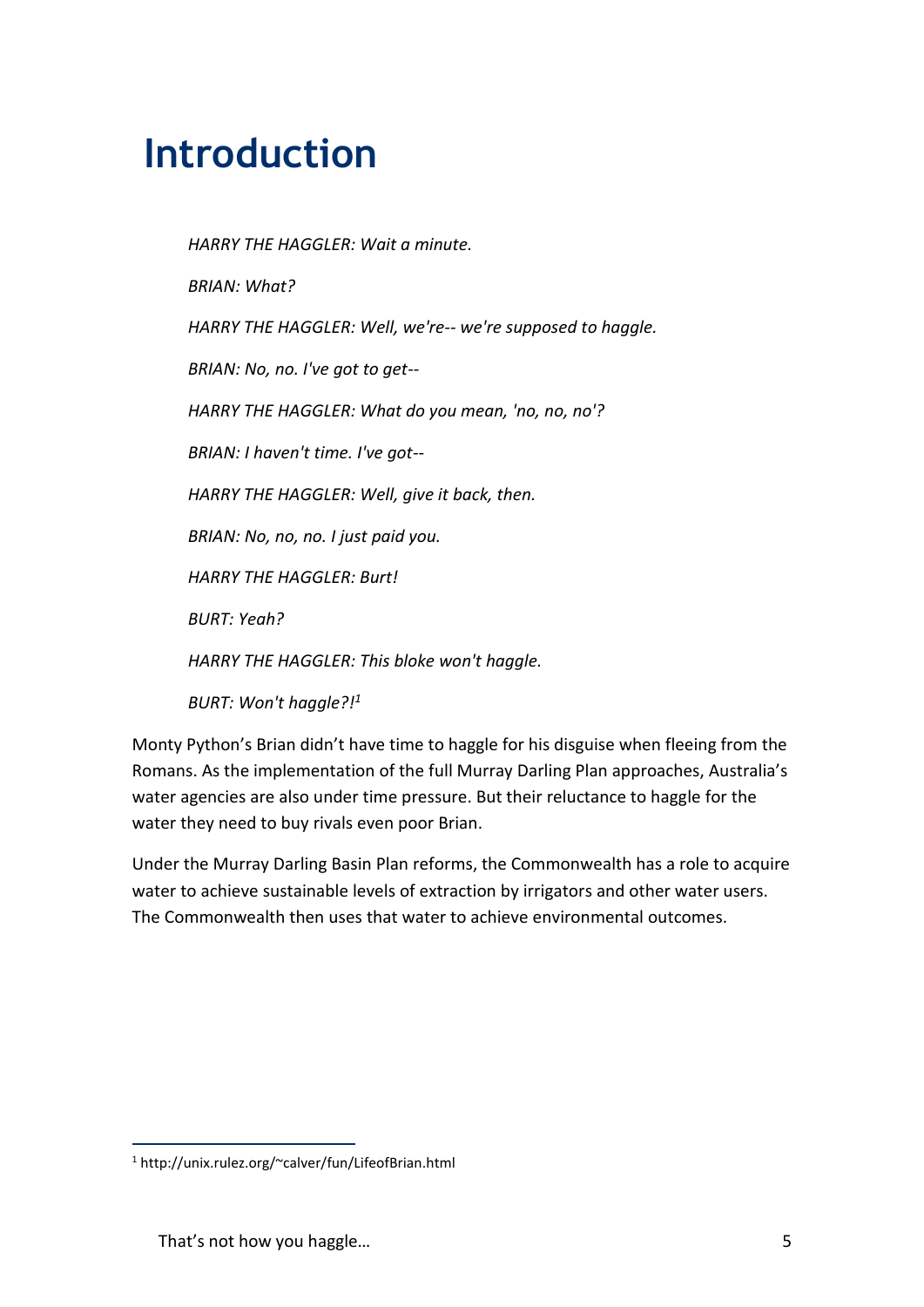# Introduction

> *HARRY THE HAGGLER: Wait a minute.*
>
> *BRIAN: What?*
>
> *HARRY THE HAGGLER: Well, we're-- we're supposed to haggle.*
>
> *BRIAN: No, no. I've got to get--*
>
> *HARRY THE HAGGLER: What do you mean, 'no, no, no'?*
>
> *BRIAN: I haven't time. I've got--*
>
> *HARRY THE HAGGLER: Well, give it back, then.*
>
> *BRIAN: No, no, no. I just paid you.*
>
> *HARRY THE HAGGLER: Burt!*
>
> *BURT: Yeah?*
>
> *HARRY THE HAGGLER: This bloke won't haggle.*
>
> *BURT: Won't haggle?!*[1]

Monty Python's Brian didn't have time to haggle for his disguise when fleeing from the Romans. As the implementation of the full Murray Darling Plan approaches, Australia's water agencies are also under time pressure. But their reluctance to haggle for the water they need to buy rivals even poor Brian.

Under the Murray Darling Basin Plan reforms, the Commonwealth has a role to acquire water to achieve sustainable levels of extraction by irrigators and other water users. The Commonwealth then uses that water to achieve environmental outcomes.

[1] http://unix.rulez.org/~calver/fun/LifeofBrian.html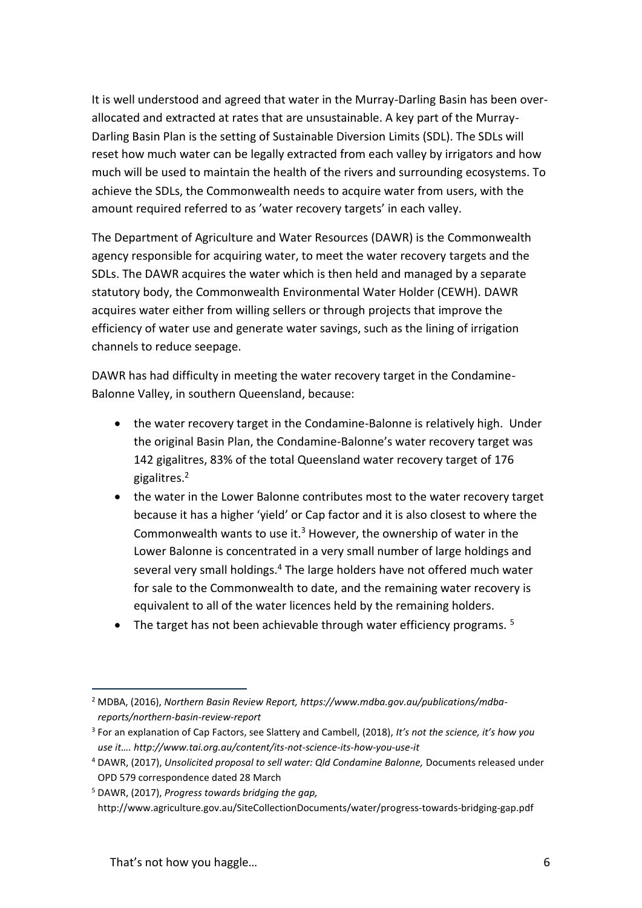It is well understood and agreed that water in the Murray-Darling Basin has been over-allocated and extracted at rates that are unsustainable. A key part of the Murray-Darling Basin Plan is the setting of Sustainable Diversion Limits (SDL). The SDLs will reset how much water can be legally extracted from each valley by irrigators and how much will be used to maintain the health of the rivers and surrounding ecosystems. To achieve the SDLs, the Commonwealth needs to acquire water from users, with the amount required referred to as 'water recovery targets' in each valley.

The Department of Agriculture and Water Resources (DAWR) is the Commonwealth agency responsible for acquiring water, to meet the water recovery targets and the SDLs. The DAWR acquires the water which is then held and managed by a separate statutory body, the Commonwealth Environmental Water Holder (CEWH). DAWR acquires water either from willing sellers or through projects that improve the efficiency of water use and generate water savings, such as the lining of irrigation channels to reduce seepage.

DAWR has had difficulty in meeting the water recovery target in the Condamine-Balonne Valley, in southern Queensland, because:

- the water recovery target in the Condamine-Balonne is relatively high. Under the original Basin Plan, the Condamine-Balonne's water recovery target was 142 gigalitres, 83% of the total Queensland water recovery target of 176 gigalitres.[2]
- the water in the Lower Balonne contributes most to the water recovery target because it has a higher 'yield' or Cap factor and it is also closest to where the Commonwealth wants to use it.[3] However, the ownership of water in the Lower Balonne is concentrated in a very small number of large holdings and several very small holdings.[4] The large holders have not offered much water for sale to the Commonwealth to date, and the remaining water recovery is equivalent to all of the water licences held by the remaining holders.
- The target has not been achievable through water efficiency programs. [5]

---

[2] MDBA, (2016), *Northern Basin Review Report, https://www.mdba.gov.au/publications/mdba-reports/northern-basin-review-report*

[3] For an explanation of Cap Factors, see Slattery and Cambell, (2018), *It's not the science, it's how you use it…. http://www.tai.org.au/content/its-not-science-its-how-you-use-it*

[4] DAWR, (2017), *Unsolicited proposal to sell water: Qld Condamine Balonne,* Documents released under OPD 579 correspondence dated 28 March

[5] DAWR, (2017), *Progress towards bridging the gap,* http://www.agriculture.gov.au/SiteCollectionDocuments/water/progress-towards-bridging-gap.pdf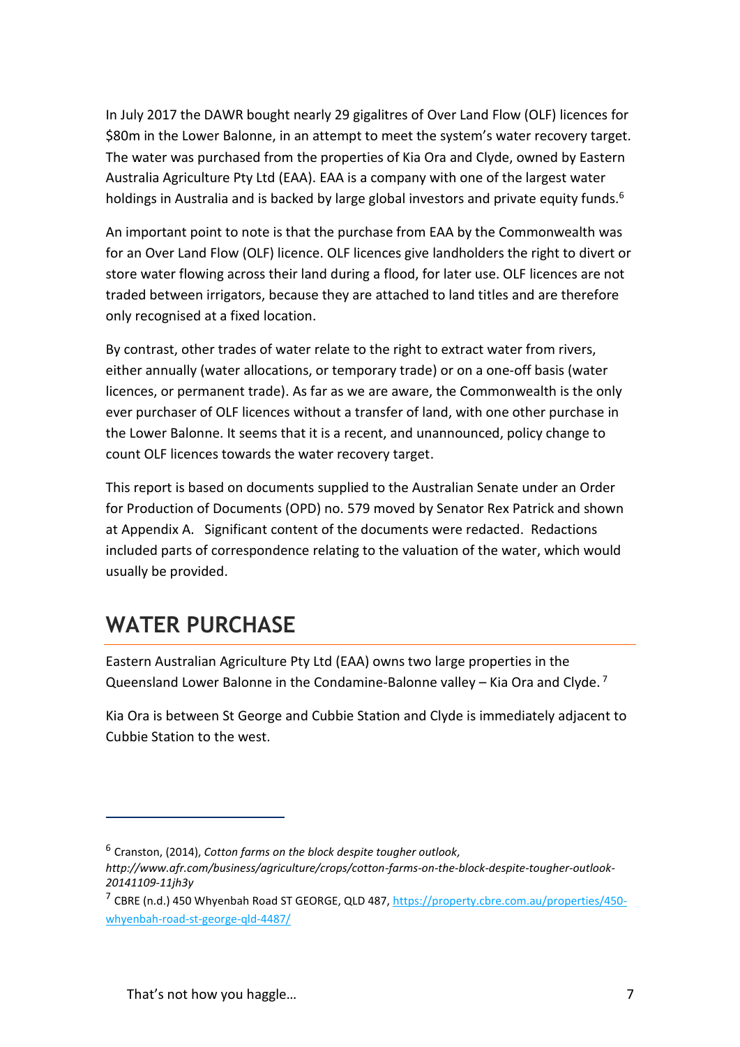In July 2017 the DAWR bought nearly 29 gigalitres of Over Land Flow (OLF) licences for $80m in the Lower Balonne, in an attempt to meet the system's water recovery target. The water was purchased from the properties of Kia Ora and Clyde, owned by Eastern Australia Agriculture Pty Ltd (EAA). EAA is a company with one of the largest water holdings in Australia and is backed by large global investors and private equity funds.[6]

An important point to note is that the purchase from EAA by the Commonwealth was for an Over Land Flow (OLF) licence. OLF licences give landholders the right to divert or store water flowing across their land during a flood, for later use. OLF licences are not traded between irrigators, because they are attached to land titles and are therefore only recognised at a fixed location.

By contrast, other trades of water relate to the right to extract water from rivers, either annually (water allocations, or temporary trade) or on a one-off basis (water licences, or permanent trade). As far as we are aware, the Commonwealth is the only ever purchaser of OLF licences without a transfer of land, with one other purchase in the Lower Balonne. It seems that it is a recent, and unannounced, policy change to count OLF licences towards the water recovery target.

This report is based on documents supplied to the Australian Senate under an Order for Production of Documents (OPD) no. 579 moved by Senator Rex Patrick and shown at Appendix A. Significant content of the documents were redacted. Redactions included parts of correspondence relating to the valuation of the water, which would usually be provided.

## WATER PURCHASE

Eastern Australian Agriculture Pty Ltd (EAA) owns two large properties in the Queensland Lower Balonne in the Condamine-Balonne valley – Kia Ora and Clyde.[7]

Kia Ora is between St George and Cubbie Station and Clyde is immediately adjacent to Cubbie Station to the west.

---

[6] Cranston, (2014), *Cotton farms on the block despite tougher outlook, http://www.afr.com/business/agriculture/crops/cotton-farms-on-the-block-despite-tougher-outlook-20141109-11jh3y*

[7] CBRE (n.d.) 450 Whyenbah Road ST GEORGE, QLD 487, https://property.cbre.com.au/properties/450-whyenbah-road-st-george-qld-4487/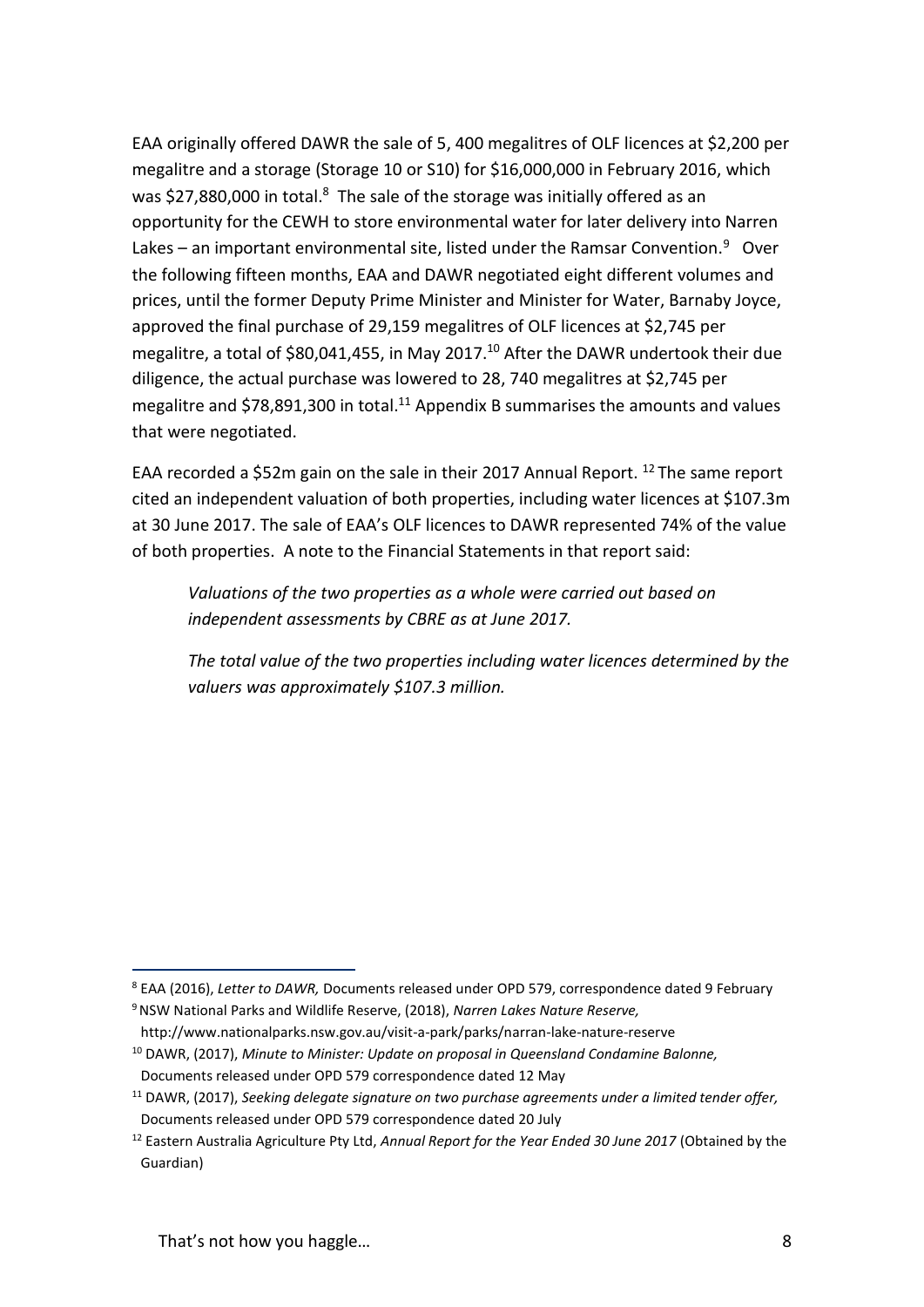EAA originally offered DAWR the sale of 5, 400 megalitres of OLF licences at $2,200 per megalitre and a storage (Storage 10 or S10) for $16,000,000 in February 2016, which was $27,880,000 in total.[8] The sale of the storage was initially offered as an opportunity for the CEWH to store environmental water for later delivery into Narren Lakes – an important environmental site, listed under the Ramsar Convention.[9] Over the following fifteen months, EAA and DAWR negotiated eight different volumes and prices, until the former Deputy Prime Minister and Minister for Water, Barnaby Joyce, approved the final purchase of 29,159 megalitres of OLF licences at $2,745 per megalitre, a total of $80,041,455, in May 2017.[10] After the DAWR undertook their due diligence, the actual purchase was lowered to 28, 740 megalitres at $2,745 per megalitre and $78,891,300 in total.[11] Appendix B summarises the amounts and values that were negotiated.

EAA recorded a $52m gain on the sale in their 2017 Annual Report. [12] The same report cited an independent valuation of both properties, including water licences at $107.3m at 30 June 2017. The sale of EAA's OLF licences to DAWR represented 74% of the value of both properties. A note to the Financial Statements in that report said:

> *Valuations of the two properties as a whole were carried out based on independent assessments by CBRE as at June 2017.*
>
> *The total value of the two properties including water licences determined by the valuers was approximately $107.3 million.*

---

[8] EAA (2016), *Letter to DAWR,* Documents released under OPD 579, correspondence dated 9 February

[9] NSW National Parks and Wildlife Reserve, (2018), *Narren Lakes Nature Reserve,* http://www.nationalparks.nsw.gov.au/visit-a-park/parks/narran-lake-nature-reserve

[10] DAWR, (2017), *Minute to Minister: Update on proposal in Queensland Condamine Balonne,* Documents released under OPD 579 correspondence dated 12 May

[11] DAWR, (2017), *Seeking delegate signature on two purchase agreements under a limited tender offer,* Documents released under OPD 579 correspondence dated 20 July

[12] Eastern Australia Agriculture Pty Ltd, *Annual Report for the Year Ended 30 June 2017* (Obtained by the Guardian)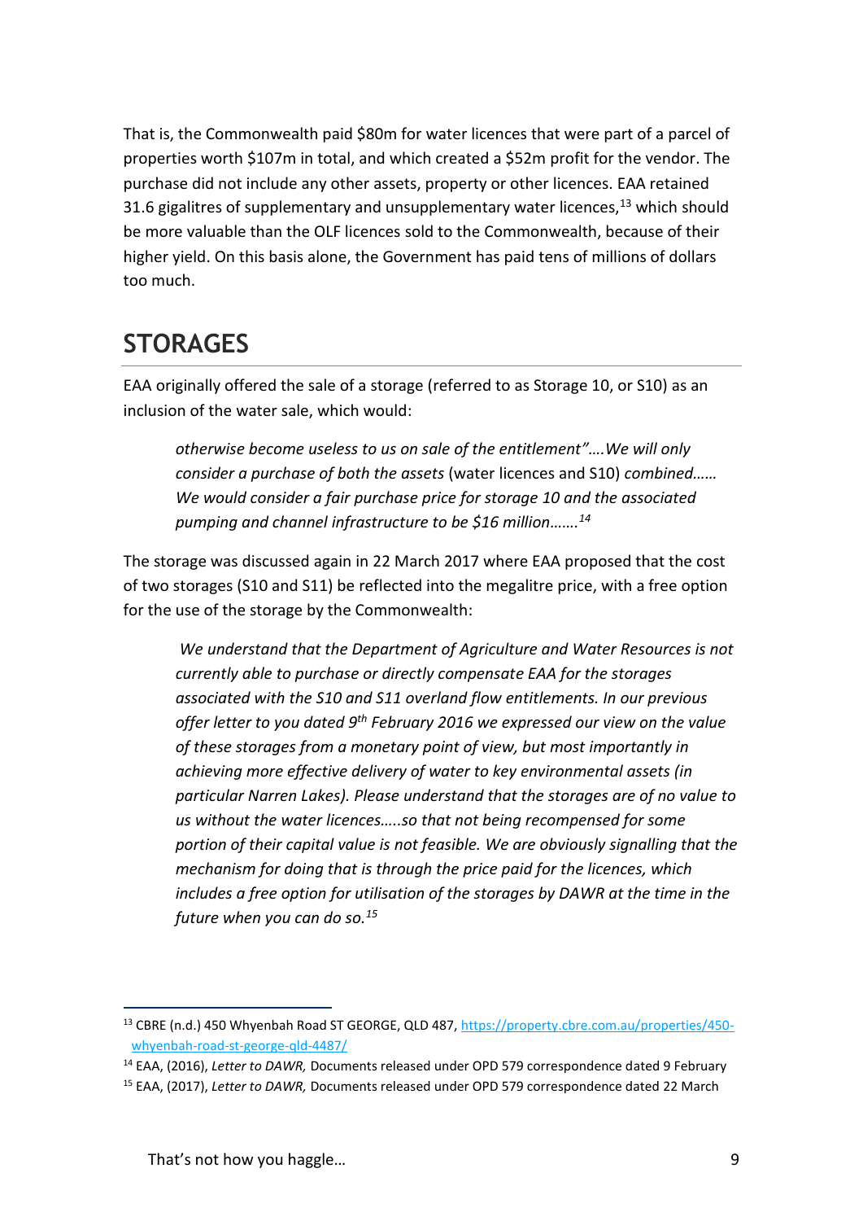That is, the Commonwealth paid $80m for water licences that were part of a parcel of properties worth $107m in total, and which created a $52m profit for the vendor. The purchase did not include any other assets, property or other licences. EAA retained 31.6 gigalitres of supplementary and unsupplementary water licences,[13] which should be more valuable than the OLF licences sold to the Commonwealth, because of their higher yield. On this basis alone, the Government has paid tens of millions of dollars too much.

## STORAGES

EAA originally offered the sale of a storage (referred to as Storage 10, or S10) as an inclusion of the water sale, which would:

> *otherwise become useless to us on sale of the entitlement"….We will only consider a purchase of both the assets* (water licences and S10) *combined…… We would consider a fair purchase price for storage 10 and the associated pumping and channel infrastructure to be $16 million…….*[14]

The storage was discussed again in 22 March 2017 where EAA proposed that the cost of two storages (S10 and S11) be reflected into the megalitre price, with a free option for the use of the storage by the Commonwealth:

> *We understand that the Department of Agriculture and Water Resources is not currently able to purchase or directly compensate EAA for the storages associated with the S10 and S11 overland flow entitlements. In our previous offer letter to you dated 9th February 2016 we expressed our view on the value of these storages from a monetary point of view, but most importantly in achieving more effective delivery of water to key environmental assets (in particular Narren Lakes). Please understand that the storages are of no value to us without the water licences…..so that not being recompensed for some portion of their capital value is not feasible. We are obviously signalling that the mechanism for doing that is through the price paid for the licences, which includes a free option for utilisation of the storages by DAWR at the time in the future when you can do so.*[15]

---

[13] CBRE (n.d.) 450 Whyenbah Road ST GEORGE, QLD 487, https://property.cbre.com.au/properties/450-whyenbah-road-st-george-qld-4487/

[14] EAA, (2016), *Letter to DAWR,* Documents released under OPD 579 correspondence dated 9 February

[15] EAA, (2017), *Letter to DAWR,* Documents released under OPD 579 correspondence dated 22 March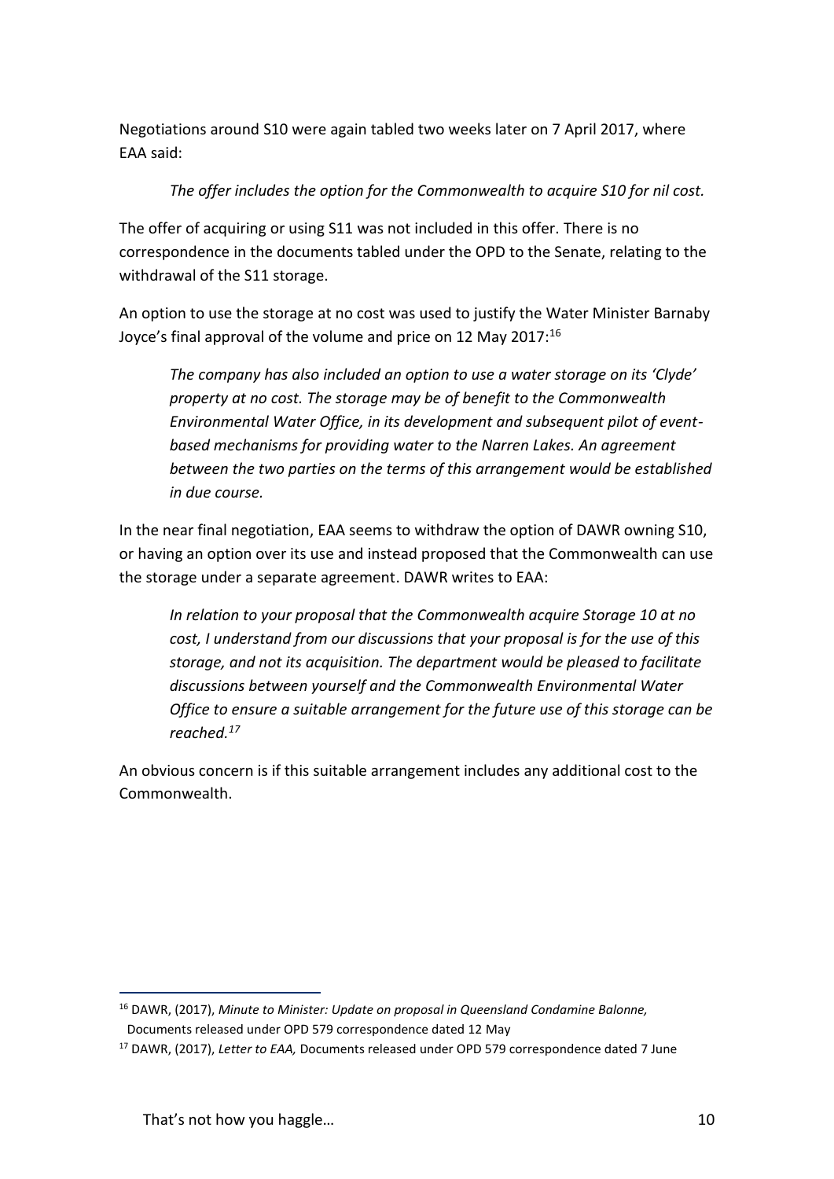Negotiations around S10 were again tabled two weeks later on 7 April 2017, where EAA said:

> *The offer includes the option for the Commonwealth to acquire S10 for nil cost.*

The offer of acquiring or using S11 was not included in this offer. There is no correspondence in the documents tabled under the OPD to the Senate, relating to the withdrawal of the S11 storage.

An option to use the storage at no cost was used to justify the Water Minister Barnaby Joyce's final approval of the volume and price on 12 May 2017:[16]

> *The company has also included an option to use a water storage on its 'Clyde' property at no cost. The storage may be of benefit to the Commonwealth Environmental Water Office, in its development and subsequent pilot of event-based mechanisms for providing water to the Narren Lakes. An agreement between the two parties on the terms of this arrangement would be established in due course.*

In the near final negotiation, EAA seems to withdraw the option of DAWR owning S10, or having an option over its use and instead proposed that the Commonwealth can use the storage under a separate agreement. DAWR writes to EAA:

> *In relation to your proposal that the Commonwealth acquire Storage 10 at no cost, I understand from our discussions that your proposal is for the use of this storage, and not its acquisition. The department would be pleased to facilitate discussions between yourself and the Commonwealth Environmental Water Office to ensure a suitable arrangement for the future use of this storage can be reached.*[17]

An obvious concern is if this suitable arrangement includes any additional cost to the Commonwealth.

---

[16] DAWR, (2017), *Minute to Minister: Update on proposal in Queensland Condamine Balonne,* Documents released under OPD 579 correspondence dated 12 May

[17] DAWR, (2017), *Letter to EAA,* Documents released under OPD 579 correspondence dated 7 June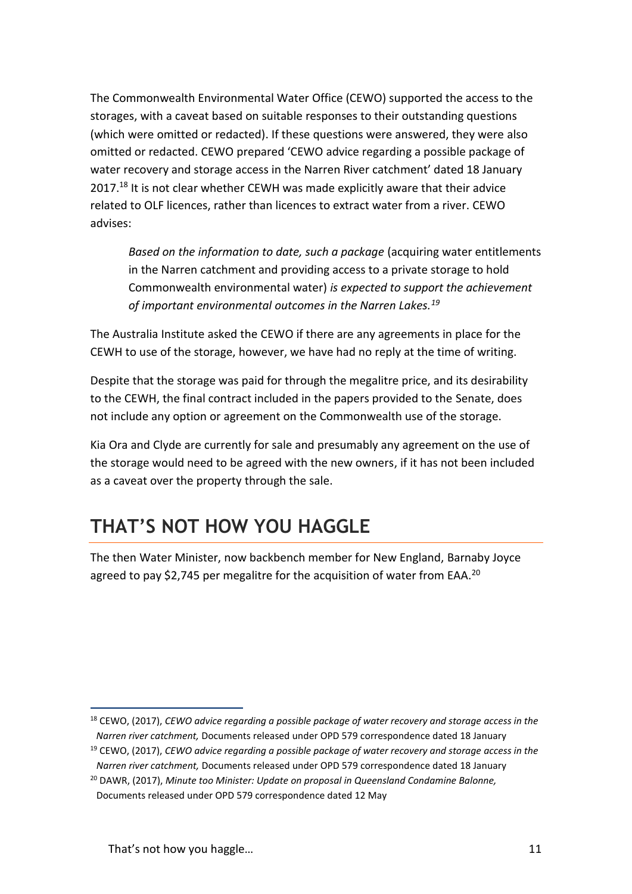The Commonwealth Environmental Water Office (CEWO) supported the access to the storages, with a caveat based on suitable responses to their outstanding questions (which were omitted or redacted). If these questions were answered, they were also omitted or redacted. CEWO prepared 'CEWO advice regarding a possible package of water recovery and storage access in the Narren River catchment' dated 18 January 2017.[18] It is not clear whether CEWH was made explicitly aware that their advice related to OLF licences, rather than licences to extract water from a river. CEWO advises:

> *Based on the information to date, such a package* (acquiring water entitlements in the Narren catchment and providing access to a private storage to hold Commonwealth environmental water) *is expected to support the achievement of important environmental outcomes in the Narren Lakes.*[19]

The Australia Institute asked the CEWO if there are any agreements in place for the CEWH to use of the storage, however, we have had no reply at the time of writing.

Despite that the storage was paid for through the megalitre price, and its desirability to the CEWH, the final contract included in the papers provided to the Senate, does not include any option or agreement on the Commonwealth use of the storage.

Kia Ora and Clyde are currently for sale and presumably any agreement on the use of the storage would need to be agreed with the new owners, if it has not been included as a caveat over the property through the sale.

## THAT'S NOT HOW YOU HAGGLE

The then Water Minister, now backbench member for New England, Barnaby Joyce agreed to pay $2,745 per megalitre for the acquisition of water from EAA.[20]

---

[18] CEWO, (2017), *CEWO advice regarding a possible package of water recovery and storage access in the Narren river catchment,* Documents released under OPD 579 correspondence dated 18 January

[19] CEWO, (2017), *CEWO advice regarding a possible package of water recovery and storage access in the Narren river catchment,* Documents released under OPD 579 correspondence dated 18 January

[20] DAWR, (2017), *Minute too Minister: Update on proposal in Queensland Condamine Balonne,* Documents released under OPD 579 correspondence dated 12 May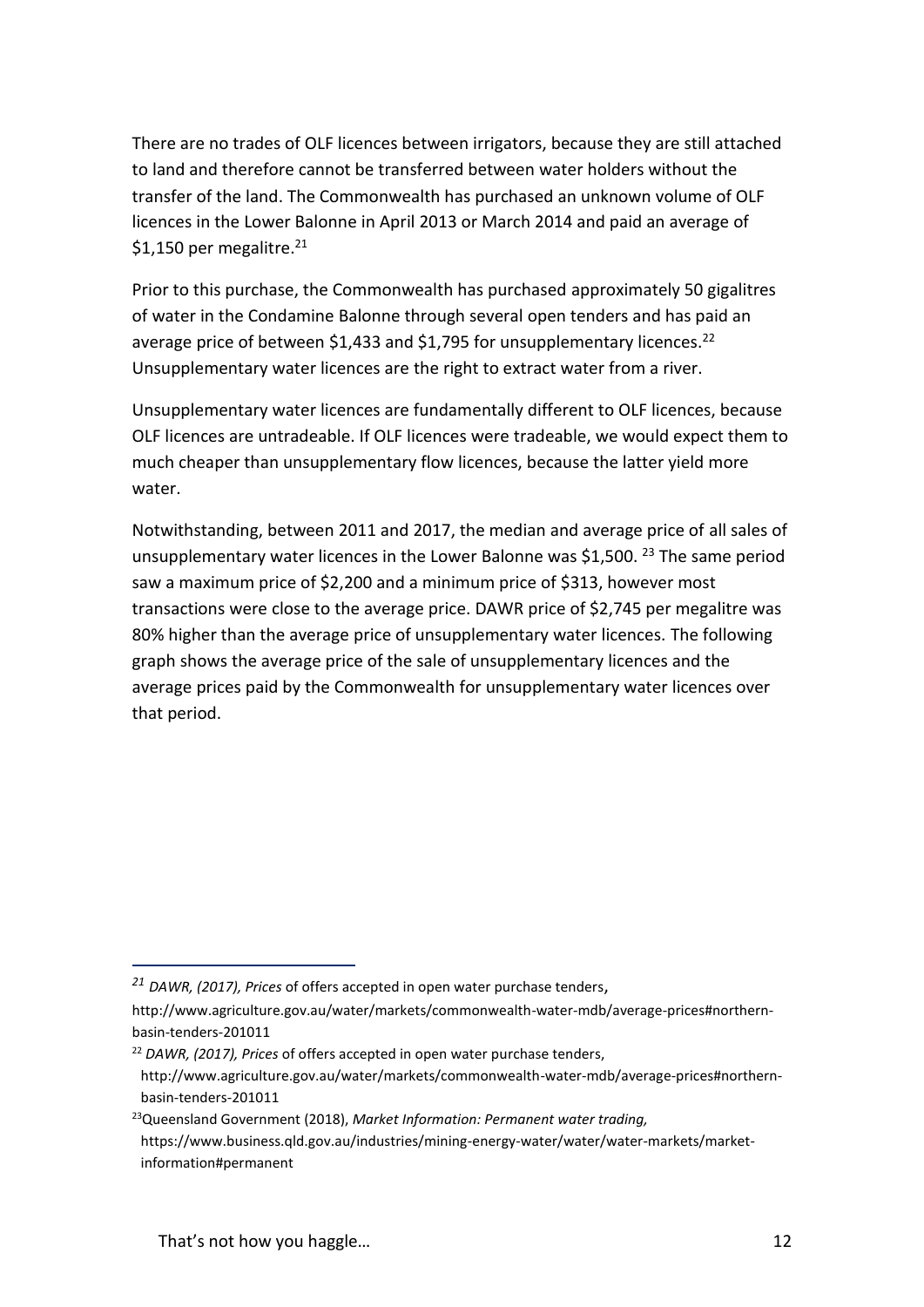There are no trades of OLF licences between irrigators, because they are still attached to land and therefore cannot be transferred between water holders without the transfer of the land. The Commonwealth has purchased an unknown volume of OLF licences in the Lower Balonne in April 2013 or March 2014 and paid an average of $1,150 per megalitre.[21]

Prior to this purchase, the Commonwealth has purchased approximately 50 gigalitres of water in the Condamine Balonne through several open tenders and has paid an average price of between $1,433 and $1,795 for unsupplementary licences.[22] Unsupplementary water licences are the right to extract water from a river.

Unsupplementary water licences are fundamentally different to OLF licences, because OLF licences are untradeable. If OLF licences were tradeable, we would expect them to much cheaper than unsupplementary flow licences, because the latter yield more water.

Notwithstanding, between 2011 and 2017, the median and average price of all sales of unsupplementary water licences in the Lower Balonne was $1,500. [23] The same period saw a maximum price of $2,200 and a minimum price of $313, however most transactions were close to the average price. DAWR price of $2,745 per megalitre was 80% higher than the average price of unsupplementary water licences. The following graph shows the average price of the sale of unsupplementary licences and the average prices paid by the Commonwealth for unsupplementary water licences over that period.

---

[21] *DAWR, (2017), Prices* of offers accepted in open water purchase tenders, http://www.agriculture.gov.au/water/markets/commonwealth-water-mdb/average-prices#northern-basin-tenders-201011

[22] *DAWR, (2017), Prices* of offers accepted in open water purchase tenders, http://www.agriculture.gov.au/water/markets/commonwealth-water-mdb/average-prices#northern-basin-tenders-201011

[23] Queensland Government (2018), *Market Information: Permanent water trading,* https://www.business.qld.gov.au/industries/mining-energy-water/water/water-markets/market-information#permanent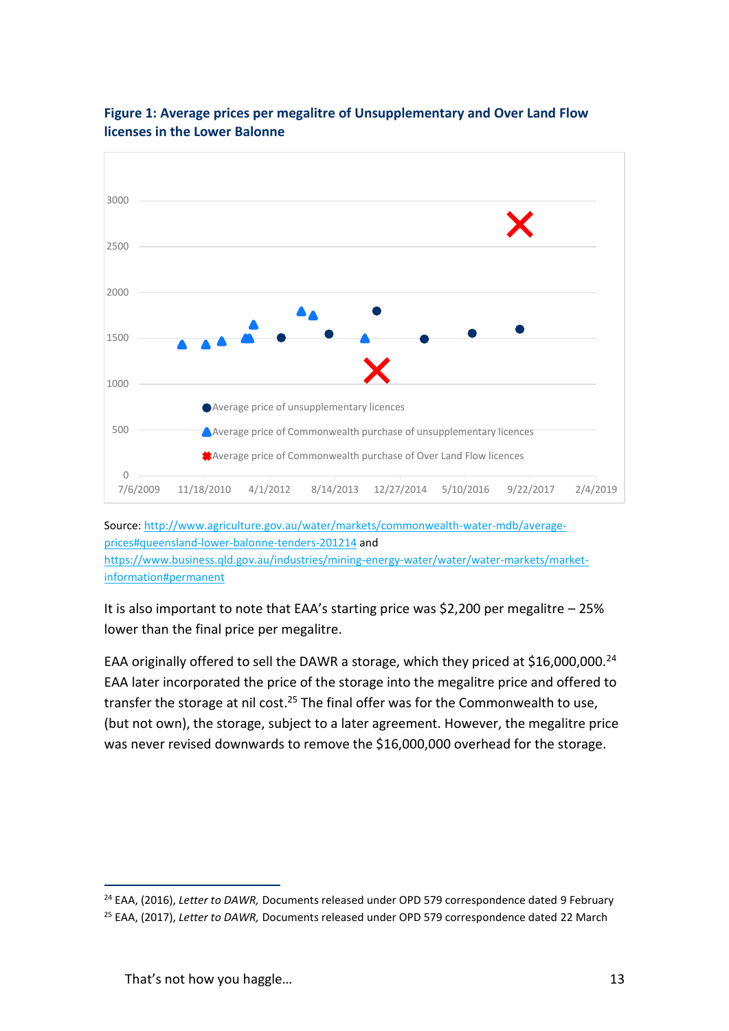**Figure 1: Average prices per megalitre of Unsupplementary and Over Land Flow licenses in the Lower Balonne**

Source: http://www.agriculture.gov.au/water/markets/commonwealth-water-mdb/average-prices#queensland-lower-balonne-tenders-201214 and https://www.business.qld.gov.au/industries/mining-energy-water/water/water-markets/market-information#permanent

It is also important to note that EAA's starting price was $2,200 per megalitre – 25% lower than the final price per megalitre.

EAA originally offered to sell the DAWR a storage, which they priced at $16,000,000.[24] EAA later incorporated the price of the storage into the megalitre price and offered to transfer the storage at nil cost.[25] The final offer was for the Commonwealth to use, (but not own), the storage, subject to a later agreement. However, the megalitre price was never revised downwards to remove the $16,000,000 overhead for the storage.

[24] EAA, (2016), *Letter to DAWR,* Documents released under OPD 579 correspondence dated 9 February

[25] EAA, (2017), *Letter to DAWR,* Documents released under OPD 579 correspondence dated 22 March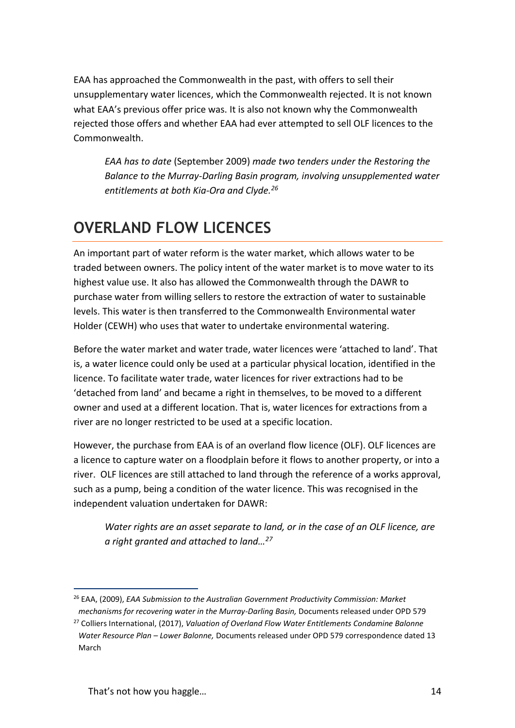EAA has approached the Commonwealth in the past, with offers to sell their unsupplementary water licences, which the Commonwealth rejected. It is not known what EAA's previous offer price was. It is also not known why the Commonwealth rejected those offers and whether EAA had ever attempted to sell OLF licences to the Commonwealth.

> *EAA has to date* (September 2009) *made two tenders under the Restoring the Balance to the Murray-Darling Basin program, involving unsupplemented water entitlements at both Kia-Ora and Clyde.*[26]

## OVERLAND FLOW LICENCES

An important part of water reform is the water market, which allows water to be traded between owners. The policy intent of the water market is to move water to its highest value use. It also has allowed the Commonwealth through the DAWR to purchase water from willing sellers to restore the extraction of water to sustainable levels. This water is then transferred to the Commonwealth Environmental water Holder (CEWH) who uses that water to undertake environmental watering.

Before the water market and water trade, water licences were 'attached to land'. That is, a water licence could only be used at a particular physical location, identified in the licence. To facilitate water trade, water licences for river extractions had to be 'detached from land' and became a right in themselves, to be moved to a different owner and used at a different location. That is, water licences for extractions from a river are no longer restricted to be used at a specific location.

However, the purchase from EAA is of an overland flow licence (OLF). OLF licences are a licence to capture water on a floodplain before it flows to another property, or into a river. OLF licences are still attached to land through the reference of a works approval, such as a pump, being a condition of the water licence. This was recognised in the independent valuation undertaken for DAWR:

> *Water rights are an asset separate to land, or in the case of an OLF licence, are a right granted and attached to land…*[27]

---

[26] EAA, (2009), *EAA Submission to the Australian Government Productivity Commission: Market mechanisms for recovering water in the Murray-Darling Basin,* Documents released under OPD 579

[27] Colliers International, (2017), *Valuation of Overland Flow Water Entitlements Condamine Balonne Water Resource Plan – Lower Balonne,* Documents released under OPD 579 correspondence dated 13 March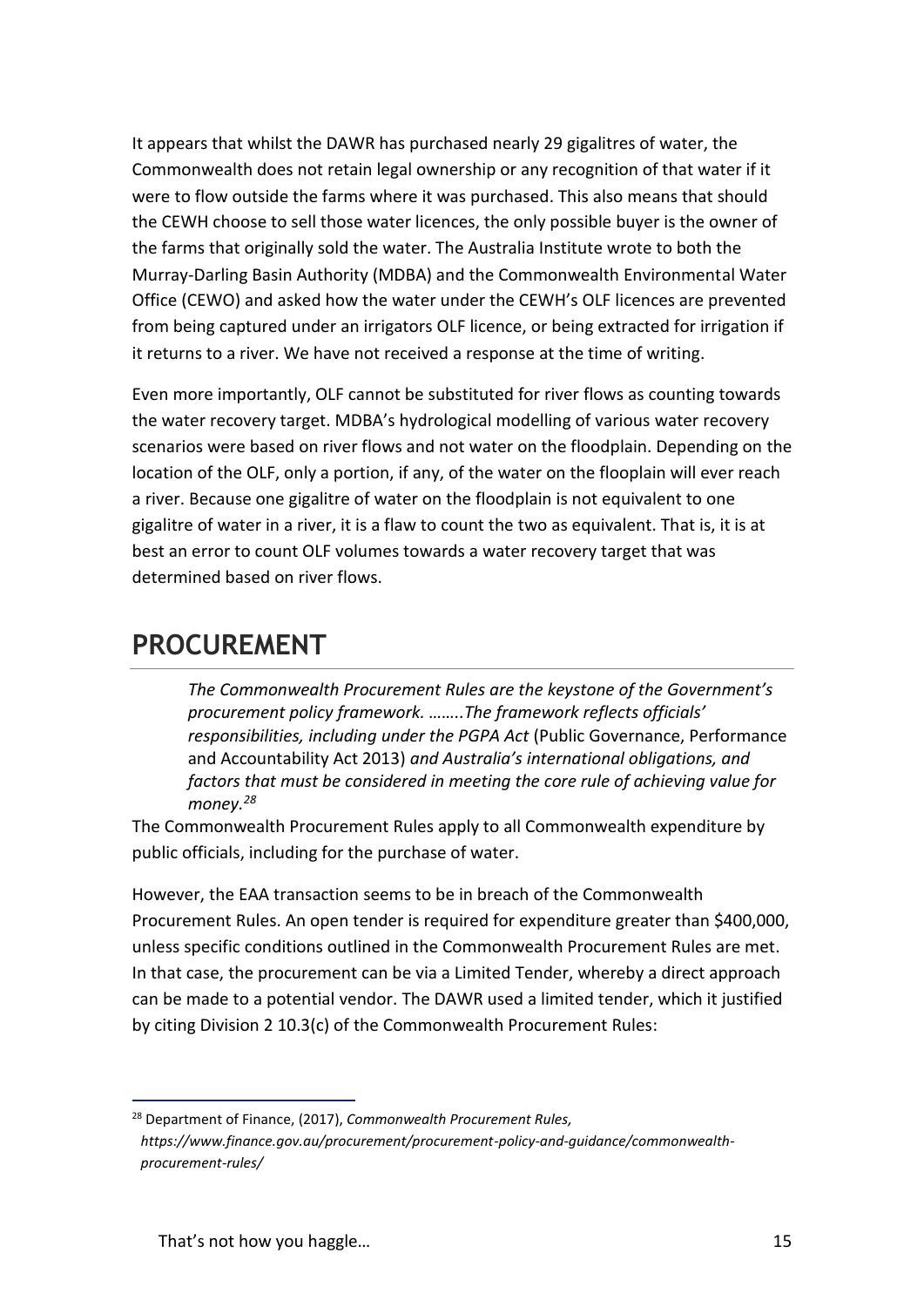It appears that whilst the DAWR has purchased nearly 29 gigalitres of water, the Commonwealth does not retain legal ownership or any recognition of that water if it were to flow outside the farms where it was purchased. This also means that should the CEWH choose to sell those water licences, the only possible buyer is the owner of the farms that originally sold the water. The Australia Institute wrote to both the Murray-Darling Basin Authority (MDBA) and the Commonwealth Environmental Water Office (CEWO) and asked how the water under the CEWH's OLF licences are prevented from being captured under an irrigators OLF licence, or being extracted for irrigation if it returns to a river. We have not received a response at the time of writing.

Even more importantly, OLF cannot be substituted for river flows as counting towards the water recovery target. MDBA's hydrological modelling of various water recovery scenarios were based on river flows and not water on the floodplain. Depending on the location of the OLF, only a portion, if any, of the water on the flooplain will ever reach a river. Because one gigalitre of water on the floodplain is not equivalent to one gigalitre of water in a river, it is a flaw to count the two as equivalent. That is, it is at best an error to count OLF volumes towards a water recovery target that was determined based on river flows.

# PROCUREMENT

> *The Commonwealth Procurement Rules are the keystone of the Government's procurement policy framework. ……..The framework reflects officials' responsibilities, including under the PGPA Act* (Public Governance, Performance and Accountability Act 2013) *and Australia's international obligations, and factors that must be considered in meeting the core rule of achieving value for money.*[28]

The Commonwealth Procurement Rules apply to all Commonwealth expenditure by public officials, including for the purchase of water.

However, the EAA transaction seems to be in breach of the Commonwealth Procurement Rules. An open tender is required for expenditure greater than $400,000, unless specific conditions outlined in the Commonwealth Procurement Rules are met. In that case, the procurement can be via a Limited Tender, whereby a direct approach can be made to a potential vendor. The DAWR used a limited tender, which it justified by citing Division 2 10.3(c) of the Commonwealth Procurement Rules:

---

[28] Department of Finance, (2017), *Commonwealth Procurement Rules, https://www.finance.gov.au/procurement/procurement-policy-and-guidance/commonwealth-procurement-rules/*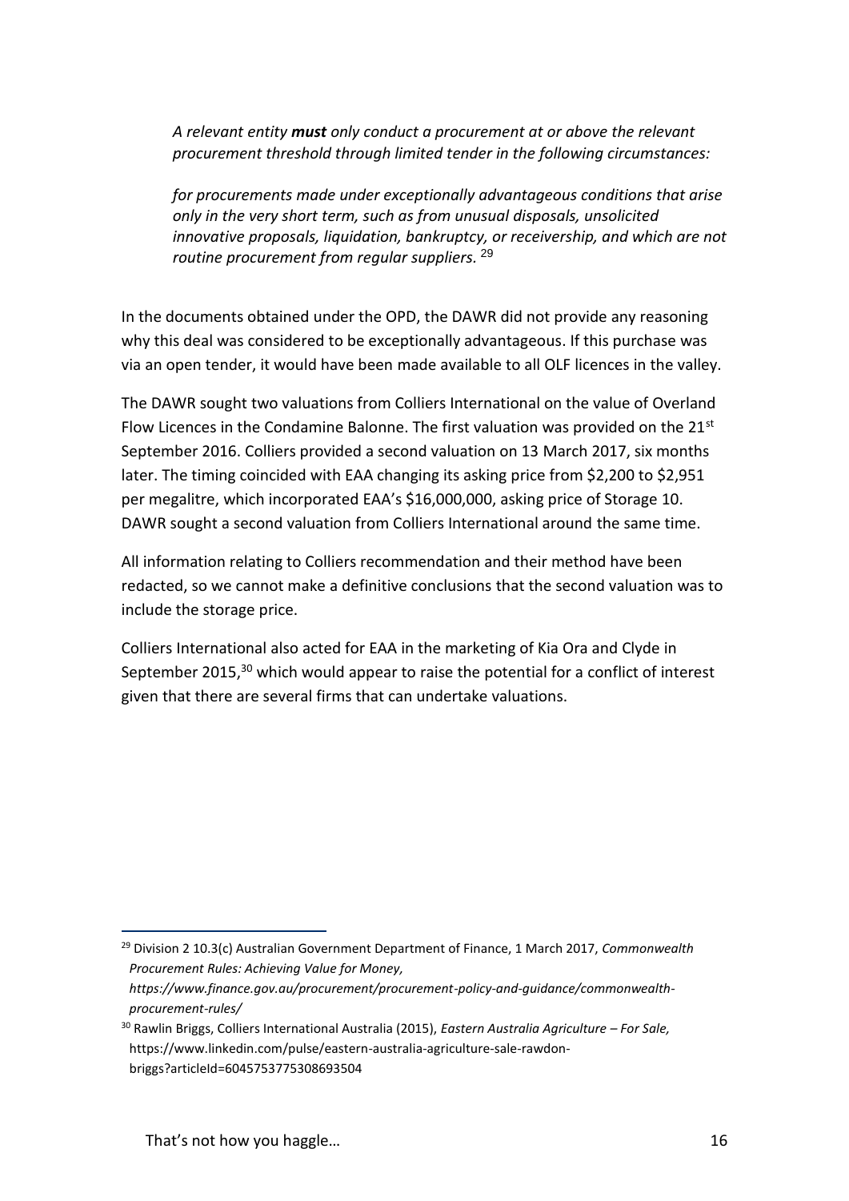*A relevant entity **must** only conduct a procurement at or above the relevant procurement threshold through limited tender in the following circumstances:*

*for procurements made under exceptionally advantageous conditions that arise only in the very short term, such as from unusual disposals, unsolicited innovative proposals, liquidation, bankruptcy, or receivership, and which are not routine procurement from regular suppliers.* [29]

In the documents obtained under the OPD, the DAWR did not provide any reasoning why this deal was considered to be exceptionally advantageous. If this purchase was via an open tender, it would have been made available to all OLF licences in the valley.

The DAWR sought two valuations from Colliers International on the value of Overland Flow Licences in the Condamine Balonne. The first valuation was provided on the 21st September 2016. Colliers provided a second valuation on 13 March 2017, six months later. The timing coincided with EAA changing its asking price from $2,200 to $2,951 per megalitre, which incorporated EAA's $16,000,000, asking price of Storage 10. DAWR sought a second valuation from Colliers International around the same time.

All information relating to Colliers recommendation and their method have been redacted, so we cannot make a definitive conclusions that the second valuation was to include the storage price.

Colliers International also acted for EAA in the marketing of Kia Ora and Clyde in September 2015,[30] which would appear to raise the potential for a conflict of interest given that there are several firms that can undertake valuations.

[29] Division 2 10.3(c) Australian Government Department of Finance, 1 March 2017, *Commonwealth Procurement Rules: Achieving Value for Money, https://www.finance.gov.au/procurement/procurement-policy-and-guidance/commonwealth-procurement-rules/*

[30] Rawlin Briggs, Colliers International Australia (2015), *Eastern Australia Agriculture – For Sale,* https://www.linkedin.com/pulse/eastern-australia-agriculture-sale-rawdon-briggs?articleId=6045753775308693504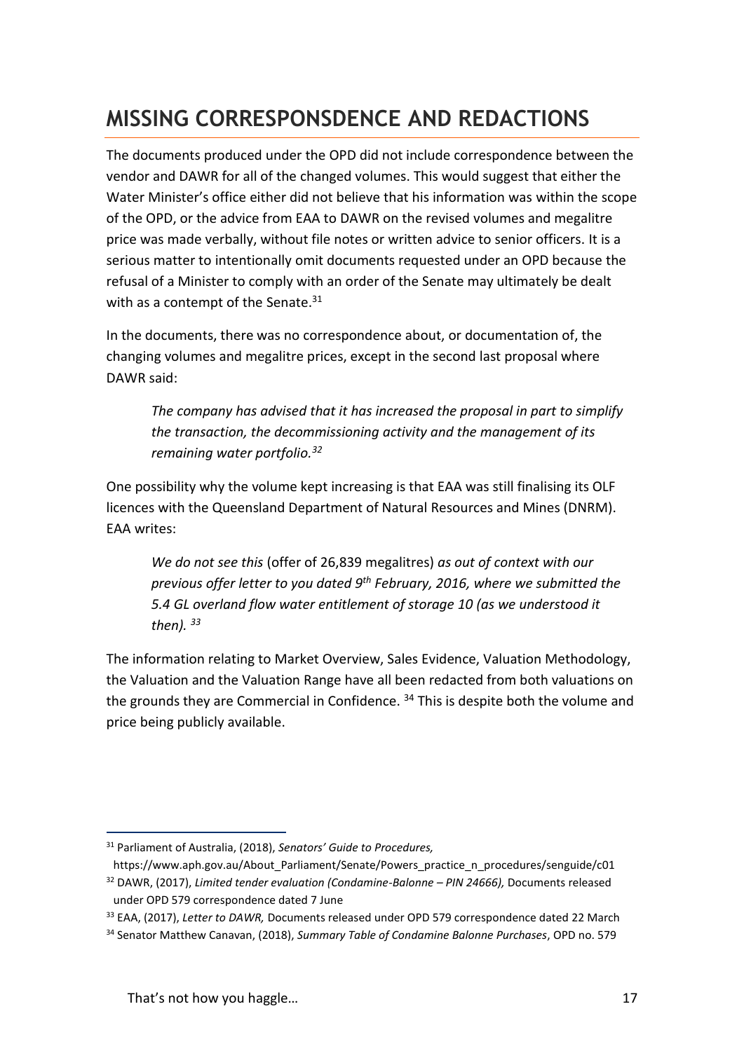## MISSING CORRESPONSDENCE AND REDACTIONS

The documents produced under the OPD did not include correspondence between the vendor and DAWR for all of the changed volumes. This would suggest that either the Water Minister's office either did not believe that his information was within the scope of the OPD, or the advice from EAA to DAWR on the revised volumes and megalitre price was made verbally, without file notes or written advice to senior officers. It is a serious matter to intentionally omit documents requested under an OPD because the refusal of a Minister to comply with an order of the Senate may ultimately be dealt with as a contempt of the Senate.[31]

In the documents, there was no correspondence about, or documentation of, the changing volumes and megalitre prices, except in the second last proposal where DAWR said:

> *The company has advised that it has increased the proposal in part to simplify the transaction, the decommissioning activity and the management of its remaining water portfolio.[32]*

One possibility why the volume kept increasing is that EAA was still finalising its OLF licences with the Queensland Department of Natural Resources and Mines (DNRM). EAA writes:

> *We do not see this* (offer of 26,839 megalitres) *as out of context with our previous offer letter to you dated 9th February, 2016, where we submitted the 5.4 GL overland flow water entitlement of storage 10 (as we understood it then).* [33]

The information relating to Market Overview, Sales Evidence, Valuation Methodology, the Valuation and the Valuation Range have all been redacted from both valuations on the grounds they are Commercial in Confidence. [34] This is despite both the volume and price being publicly available.

---

[31] Parliament of Australia, (2018), *Senators' Guide to Procedures,* https://www.aph.gov.au/About_Parliament/Senate/Powers_practice_n_procedures/senguide/c01

[32] DAWR, (2017), *Limited tender evaluation (Condamine-Balonne – PIN 24666),* Documents released under OPD 579 correspondence dated 7 June

[33] EAA, (2017), *Letter to DAWR,* Documents released under OPD 579 correspondence dated 22 March

[34] Senator Matthew Canavan, (2018), *Summary Table of Condamine Balonne Purchases*, OPD no. 579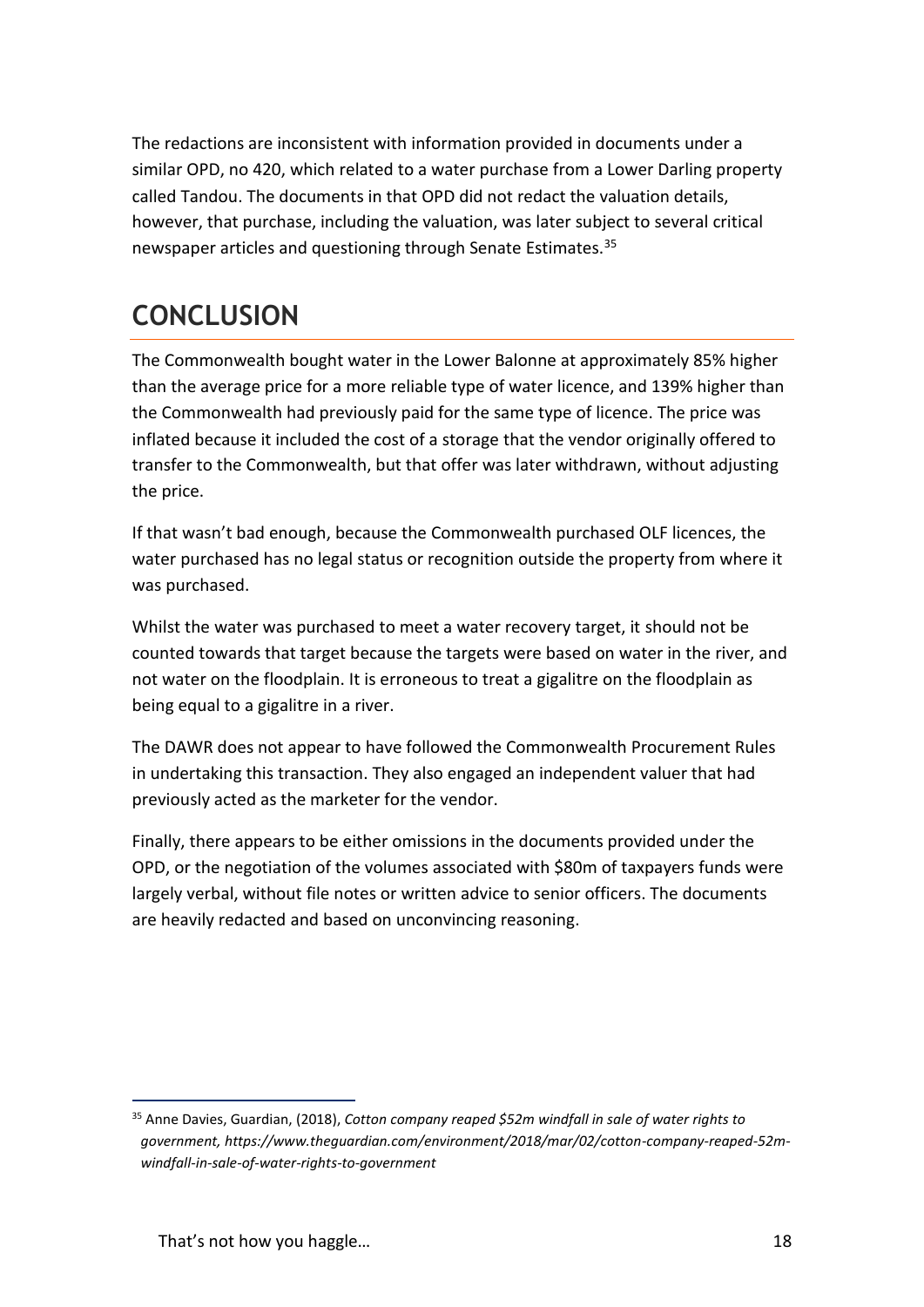The redactions are inconsistent with information provided in documents under a similar OPD, no 420, which related to a water purchase from a Lower Darling property called Tandou. The documents in that OPD did not redact the valuation details, however, that purchase, including the valuation, was later subject to several critical newspaper articles and questioning through Senate Estimates.[35]

# CONCLUSION

The Commonwealth bought water in the Lower Balonne at approximately 85% higher than the average price for a more reliable type of water licence, and 139% higher than the Commonwealth had previously paid for the same type of licence. The price was inflated because it included the cost of a storage that the vendor originally offered to transfer to the Commonwealth, but that offer was later withdrawn, without adjusting the price.

If that wasn't bad enough, because the Commonwealth purchased OLF licences, the water purchased has no legal status or recognition outside the property from where it was purchased.

Whilst the water was purchased to meet a water recovery target, it should not be counted towards that target because the targets were based on water in the river, and not water on the floodplain. It is erroneous to treat a gigalitre on the floodplain as being equal to a gigalitre in a river.

The DAWR does not appear to have followed the Commonwealth Procurement Rules in undertaking this transaction. They also engaged an independent valuer that had previously acted as the marketer for the vendor.

Finally, there appears to be either omissions in the documents provided under the OPD, or the negotiation of the volumes associated with $80m of taxpayers funds were largely verbal, without file notes or written advice to senior officers. The documents are heavily redacted and based on unconvincing reasoning.

---

[35] Anne Davies, Guardian, (2018), *Cotton company reaped $52m windfall in sale of water rights to government, https://www.theguardian.com/environment/2018/mar/02/cotton-company-reaped-52m-windfall-in-sale-of-water-rights-to-government*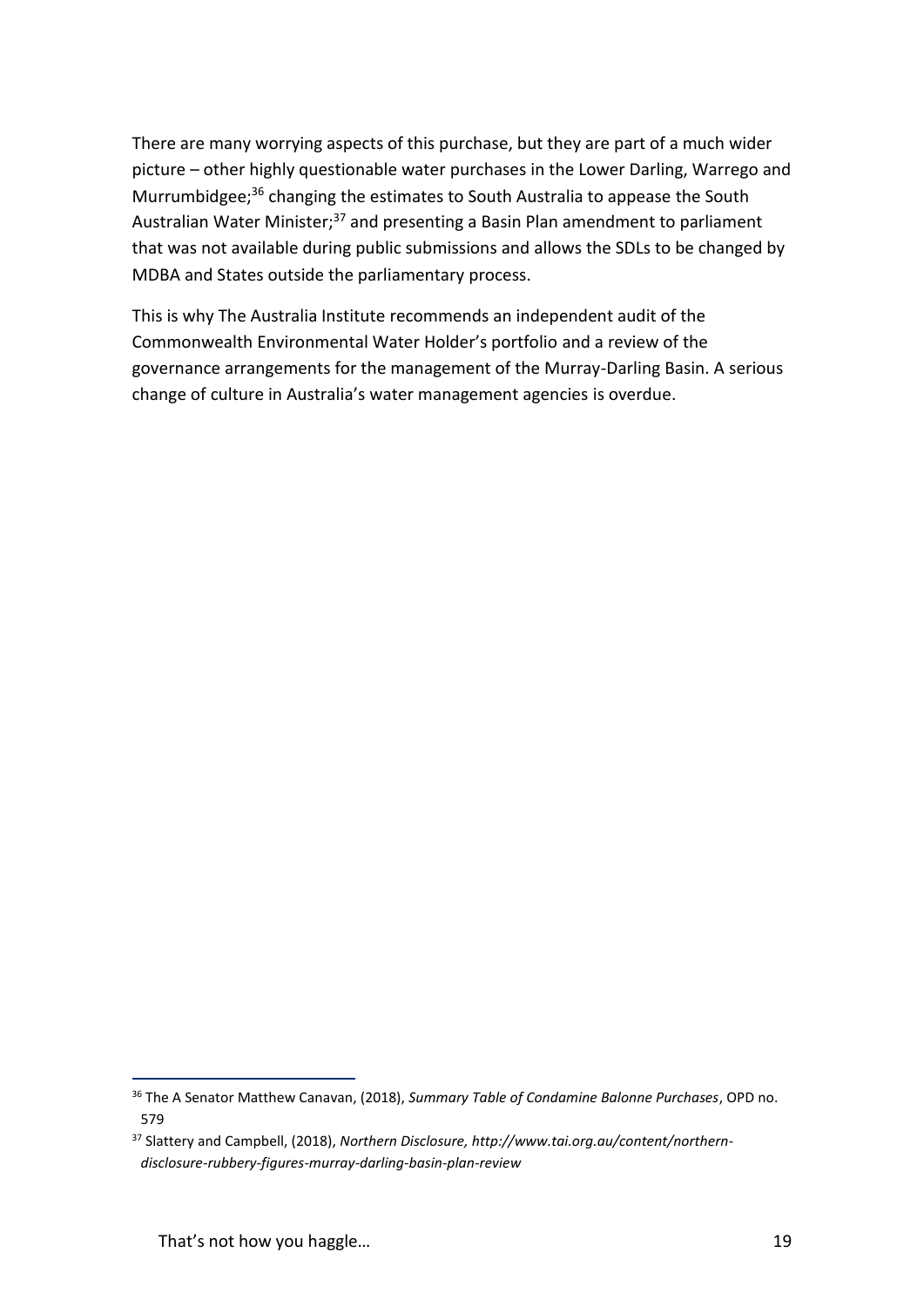There are many worrying aspects of this purchase, but they are part of a much wider picture – other highly questionable water purchases in the Lower Darling, Warrego and Murrumbidgee;[36] changing the estimates to South Australia to appease the South Australian Water Minister;[37] and presenting a Basin Plan amendment to parliament that was not available during public submissions and allows the SDLs to be changed by MDBA and States outside the parliamentary process.

This is why The Australia Institute recommends an independent audit of the Commonwealth Environmental Water Holder's portfolio and a review of the governance arrangements for the management of the Murray-Darling Basin. A serious change of culture in Australia's water management agencies is overdue.

---

[36] The A Senator Matthew Canavan, (2018), *Summary Table of Condamine Balonne Purchases*, OPD no. 579

[37] Slattery and Campbell, (2018), *Northern Disclosure, http://www.tai.org.au/content/northern-disclosure-rubbery-figures-murray-darling-basin-plan-review*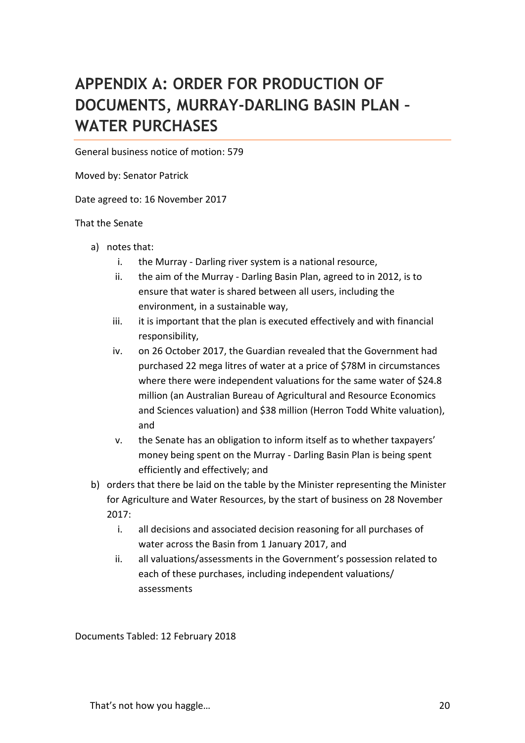# APPENDIX A: ORDER FOR PRODUCTION OF DOCUMENTS, MURRAY-DARLING BASIN PLAN – WATER PURCHASES

General business notice of motion: 579

Moved by: Senator Patrick

Date agreed to: 16 November 2017

That the Senate

a) notes that:
   i. the Murray - Darling river system is a national resource,
   ii. the aim of the Murray - Darling Basin Plan, agreed to in 2012, is to ensure that water is shared between all users, including the environment, in a sustainable way,
   iii. it is important that the plan is executed effectively and with financial responsibility,
   iv. on 26 October 2017, the Guardian revealed that the Government had purchased 22 mega litres of water at a price of \$78M in circumstances where there were independent valuations for the same water of \$24.8 million (an Australian Bureau of Agricultural and Resource Economics and Sciences valuation) and \$38 million (Herron Todd White valuation), and
   v. the Senate has an obligation to inform itself as to whether taxpayers' money being spent on the Murray - Darling Basin Plan is being spent efficiently and effectively; and

b) orders that there be laid on the table by the Minister representing the Minister for Agriculture and Water Resources, by the start of business on 28 November 2017:
   i. all decisions and associated decision reasoning for all purchases of water across the Basin from 1 January 2017, and
   ii. all valuations/assessments in the Government's possession related to each of these purchases, including independent valuations/ assessments

Documents Tabled: 12 February 2018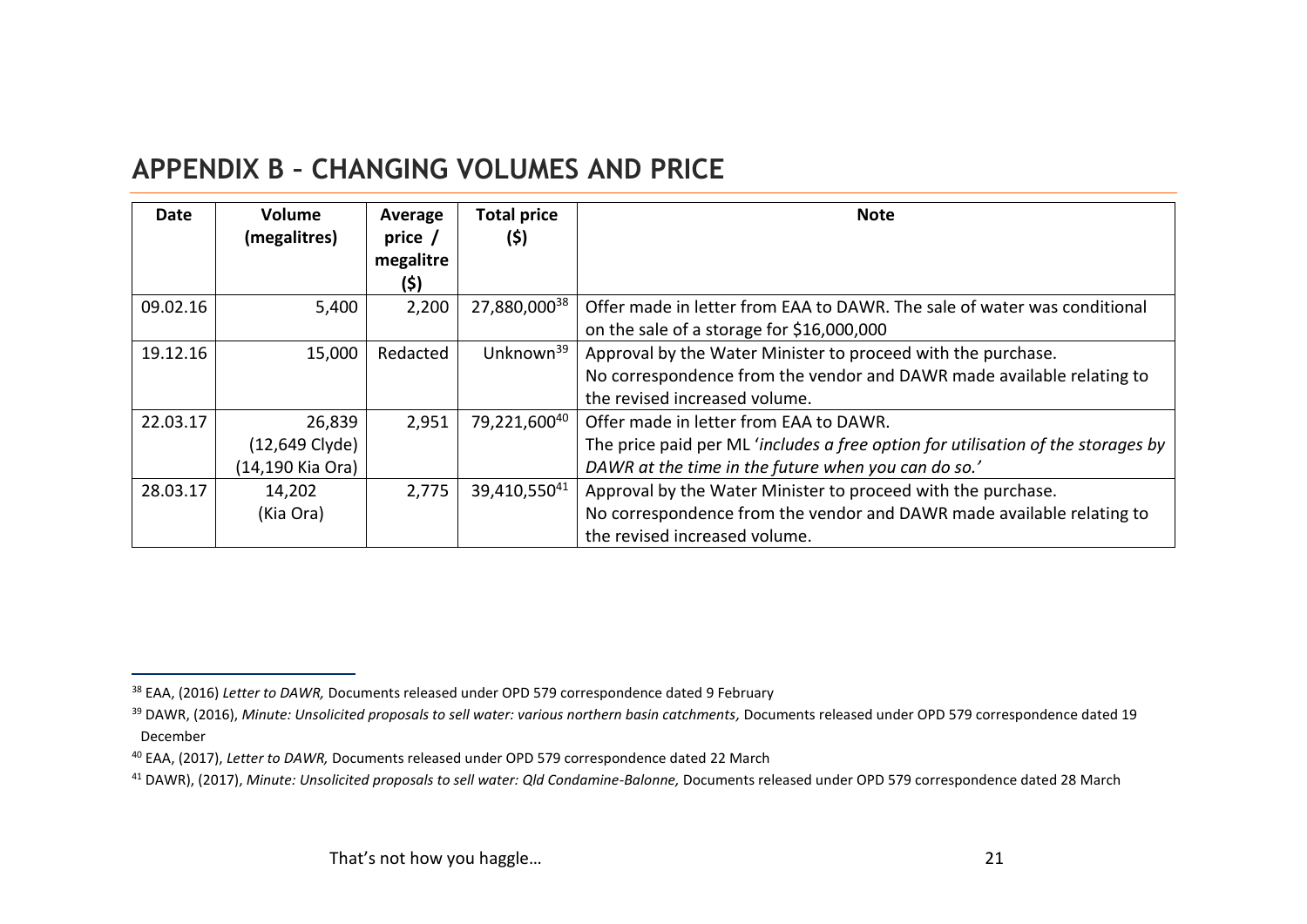## APPENDIX B – CHANGING VOLUMES AND PRICE

| Date | Volume (megalitres) | Average price / megalitre ($) | Total price ($) | Note |
|---|---|---|---|---|
| 09.02.16 | 5,400 | 2,200 | 27,880,000[38] | Offer made in letter from EAA to DAWR. The sale of water was conditional on the sale of a storage for $16,000,000 |
| 19.12.16 | 15,000 | Redacted | Unknown[39] | Approval by the Water Minister to proceed with the purchase. No correspondence from the vendor and DAWR made available relating to the revised increased volume. |
| 22.03.17 | 26,839 (12,649 Clyde) (14,190 Kia Ora) | 2,951 | 79,221,600[40] | Offer made in letter from EAA to DAWR. The price paid per ML '*includes a free option for utilisation of the storages by DAWR at the time in the future when you can do so.*' |
| 28.03.17 | 14,202 (Kia Ora) | 2,775 | 39,410,550[41] | Approval by the Water Minister to proceed with the purchase. No correspondence from the vendor and DAWR made available relating to the revised increased volume. |

[38] EAA, (2016) *Letter to DAWR,* Documents released under OPD 579 correspondence dated 9 February

[39] DAWR, (2016), *Minute: Unsolicited proposals to sell water: various northern basin catchments,* Documents released under OPD 579 correspondence dated 19 December

[40] EAA, (2017), *Letter to DAWR,* Documents released under OPD 579 correspondence dated 22 March

[41] DAWR), (2017), *Minute: Unsolicited proposals to sell water: Qld Condamine-Balonne,* Documents released under OPD 579 correspondence dated 28 March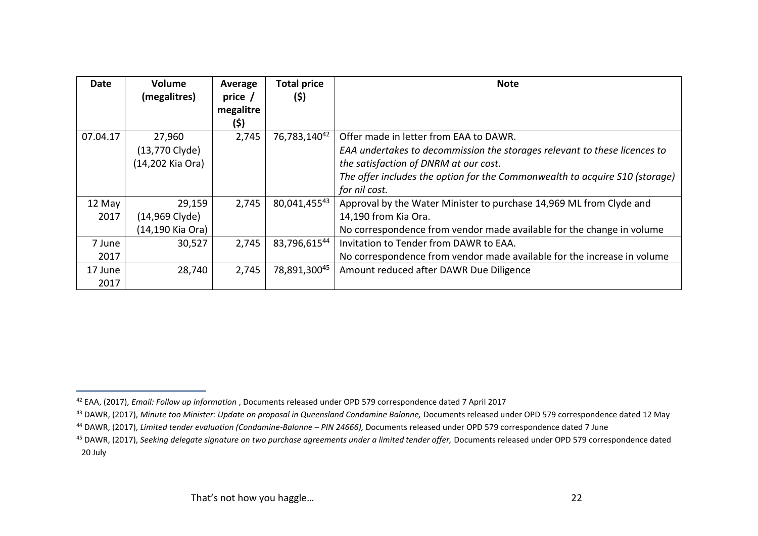| Date | Volume (megalitres) | Average price / megalitre ($) | Total price ($) | Note |
|---|---|---|---|---|
| 07.04.17 | 27,960 (13,770 Clyde) (14,202 Kia Ora) | 2,745 | 76,783,140[42] | Offer made in letter from EAA to DAWR. *EAA undertakes to decommission the storages relevant to these licences to the satisfaction of DNRM at our cost.* *The offer includes the option for the Commonwealth to acquire S10 (storage) for nil cost.* |
| 12 May 2017 | 29,159 (14,969 Clyde) (14,190 Kia Ora) | 2,745 | 80,041,455[43] | Approval by the Water Minister to purchase 14,969 ML from Clyde and 14,190 from Kia Ora. No correspondence from vendor made available for the change in volume |
| 7 June 2017 | 30,527 | 2,745 | 83,796,615[44] | Invitation to Tender from DAWR to EAA. No correspondence from vendor made available for the increase in volume |
| 17 June 2017 | 28,740 | 2,745 | 78,891,300[45] | Amount reduced after DAWR Due Diligence |

[42] EAA, (2017), *Email: Follow up information* , Documents released under OPD 579 correspondence dated 7 April 2017

[43] DAWR, (2017), *Minute too Minister: Update on proposal in Queensland Condamine Balonne,* Documents released under OPD 579 correspondence dated 12 May

[44] DAWR, (2017), *Limited tender evaluation (Condamine-Balonne – PIN 24666),* Documents released under OPD 579 correspondence dated 7 June

[45] DAWR, (2017), *Seeking delegate signature on two purchase agreements under a limited tender offer,* Documents released under OPD 579 correspondence dated 20 July